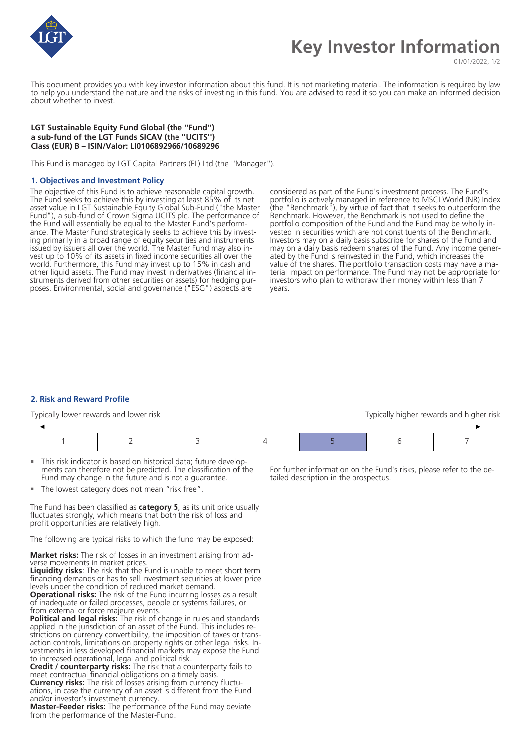# Key Investor Information

01/01/2022

This document provides you with key investor information about this fund. It is not marketing material. The information is required by law to help you understand the nature and the risks of investing in this fund. You are advised to read it so you can make an informed decision about whether to invest.

**LGT Sustainable Equity Fund Global (the "Fund")**
**a sub-fund of the LGT Funds SICAV (the "UCITS")**
**Class (EUR) B – ISIN/Valor: LI0106892966/10689296**

This Fund is managed by LGT Capital Partners (FL) Ltd (the "Manager").

## 1. Objectives and Investment Policy

The objective of this Fund is to achieve reasonable capital growth. The Fund seeks to achieve this by investing at least 85% of its net asset value in LGT Sustainable Equity Global Sub-Fund ("the Master Fund"), a sub-fund of Crown Sigma UCITS plc. The performance of the Fund will essentially be equal to the Master Fund's performance. The Master Fund strategically seeks to achieve this by investing primarily in a broad range of equity securities and instruments issued by issuers all over the world. The Master Fund may also invest up to 10% of its assets in fixed income securities all over the world. Furthermore, this Fund may invest up to 15% in cash and other liquid assets. The Fund may invest in derivatives (financial instruments derived from other securities or assets) for hedging purposes. Environmental, social and governance ("ESG") aspects are considered as part of the Fund's investment process. The Fund's portfolio is actively managed in reference to MSCI World (NR) Index (the "Benchmark"), by virtue of fact that it seeks to outperform the Benchmark. However, the Benchmark is not used to define the portfolio composition of the Fund and the Fund may be wholly invested in securities which are not constituents of the Benchmark. Investors may on a daily basis subscribe for shares of the Fund and may on a daily basis redeem shares of the Fund. Any income generated by the Fund is reinvested in the Fund, which increases the value of the shares. The portfolio transaction costs may have a material impact on performance. The Fund may not be appropriate for investors who plan to withdraw their money within less than 7 years.

## 2. Risk and Reward Profile

Typically lower rewards and lower risk — Typically higher rewards and higher risk

| 1 | 2 | 3 | 4 | **5** | 6 | 7 |
|---|---|---|---|---|---|---|

- This risk indicator is based on historical data; future developments can therefore not be predicted. The classification of the Fund may change in the future and is not a guarantee.
- The lowest category does not mean "risk free".

The Fund has been classified as **category 5**, as its unit price usually fluctuates strongly, which means that both the risk of loss and profit opportunities are relatively high.

The following are typical risks to which the fund may be exposed:

**Market risks:** The risk of losses in an investment arising from adverse movements in market prices.
**Liquidity risks**: The risk that the Fund is unable to meet short term financing demands or has to sell investment securities at lower price levels under the condition of reduced market demand.
**Operational risks:** The risk of the Fund incurring losses as a result of inadequate or failed processes, people or systems failures, or from external or force majeure events.
**Political and legal risks:** The risk of change in rules and standards applied in the jurisdiction of an asset of the Fund. This includes restrictions on currency convertibility, the imposition of taxes or transaction controls, limitations on property rights or other legal risks. Investments in less developed financial markets may expose the Fund to increased operational, legal and political risk.
**Credit / counterparty risks:** The risk that a counterparty fails to meet contractual financial obligations on a timely basis.
**Currency risks:** The risk of losses arising from currency fluctuations, in case the currency of an asset is different from the Fund and/or investor's investment currency.
**Master-Feeder risks:** The performance of the Fund may deviate from the performance of the Master-Fund.

For further information on the Fund's risks, please refer to the detailed description in the prospectus.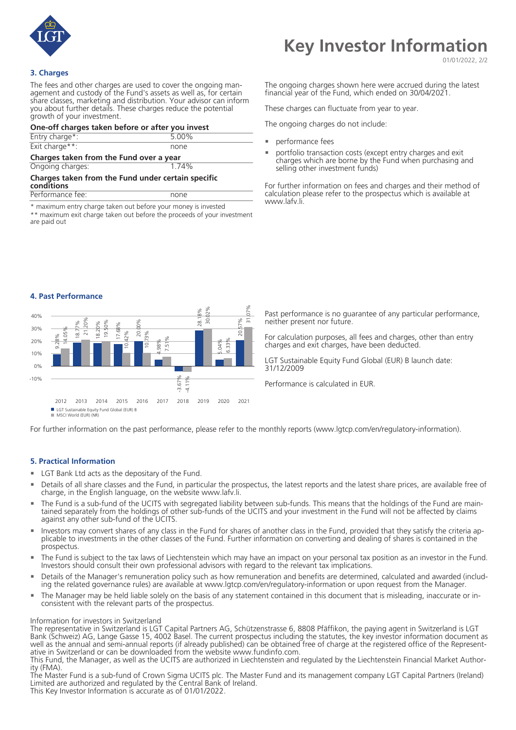## 3. Charges

The fees and other charges are used to cover the ongoing management and custody of the Fund's assets as well as, for certain share classes, marketing and distribution. Your advisor can inform you about further details. These charges reduce the potential growth of your investment.

| One-off charges taken before or after you invest | |
|---|---|
| Entry charge*: | 5.00% |
| Exit charge**: | none |
| **Charges taken from the Fund over a year** | |
| Ongoing charges: | 1.74% |
| **Charges taken from the Fund under certain specific conditions** | |
| Performance fee: | none |

\* maximum entry charge taken out before your money is invested

\** maximum exit charge taken out before the proceeds of your investment are paid out

The ongoing charges shown here were accrued during the latest financial year of the Fund, which ended on 30/04/2021.

These charges can fluctuate from year to year.

The ongoing charges do not include:

- performance fees
- portfolio transaction costs (except entry charges and exit charges which are borne by the Fund when purchasing and selling other investment funds)

For further information on fees and charges and their method of calculation please refer to the prospectus which is available at www.lafv.li.

## 4. Past Performance

40%
30%
20%
10%
0%
-10%

9.28% 14.05%
18.77% 21.20%
18.20% 19.50%
17.68% 10.42%
20.00% 10.73%
4.98% 7.51%
-3.67% -4.11%
28.18% 30.02%
5.04% 6.33%
20.57% 31.07%

2012 2013 2014 2015 2016 2017 2018 2019 2020 2021

LGT Sustainable Equity Fund Global (EUR) B
MSCI World (EUR) (NR)

Past performance is no guarantee of any particular performance, neither present nor future.

For calculation purposes, all fees and charges, other than entry charges and exit charges, have been deducted.

LGT Sustainable Equity Fund Global (EUR) B launch date: 31/12/2009

Performance is calculated in EUR.

For further information on the past performance, please refer to the monthly reports (www.lgtcp.com/en/regulatory-information).

## 5. Practical Information

- LGT Bank Ltd acts as the depositary of the Fund.
- Details of all share classes and the Fund, in particular the prospectus, the latest reports and the latest share prices, are available free of charge, in the English language, on the website www.lafv.li.
- The Fund is a sub-fund of the UCITS with segregated liability between sub-funds. This means that the holdings of the Fund are maintained separately from the holdings of other sub-funds of the UCITS and your investment in the Fund will not be affected by claims against any other sub-fund of the UCITS.
- Investors may convert shares of any class in the Fund for shares of another class in the Fund, provided that they satisfy the criteria applicable to investments in the other classes of the Fund. Further information on converting and dealing of shares is contained in the prospectus.
- The Fund is subject to the tax laws of Liechtenstein which may have an impact on your personal tax position as an investor in the Fund. Investors should consult their own professional advisors with regard to the relevant tax implications.
- Details of the Manager's remuneration policy such as how remuneration and benefits are determined, calculated and awarded (including the related governance rules) are available at www.lgtcp.com/en/regulatory-information or upon request from the Manager.
- The Manager may be held liable solely on the basis of any statement contained in this document that is misleading, inaccurate or inconsistent with the relevant parts of the prospectus.

Information for investors in Switzerland
The representative in Switzerland is LGT Capital Partners AG, Schützenstrasse 6, 8808 Pfäffikon, the paying agent in Switzerland is LGT Bank (Schweiz) AG, Lange Gasse 15, 4002 Basel. The current prospectus including the statutes, the key investor information document as well as the annual and semi-annual reports (if already published) can be obtained free of charge at the registered office of the Representative in Switzerland or can be downloaded from the website www.fundinfo.com.
This Fund, the Manager, as well as the UCITS are authorized in Liechtenstein and regulated by the Liechtenstein Financial Market Authority (FMA).
The Master Fund is a sub-fund of Crown Sigma UCITS plc. The Master Fund and its management company LGT Capital Partners (Ireland) Limited are authorized and regulated by the Central Bank of Ireland.
This Key Investor Information is accurate as of 01/01/2022.